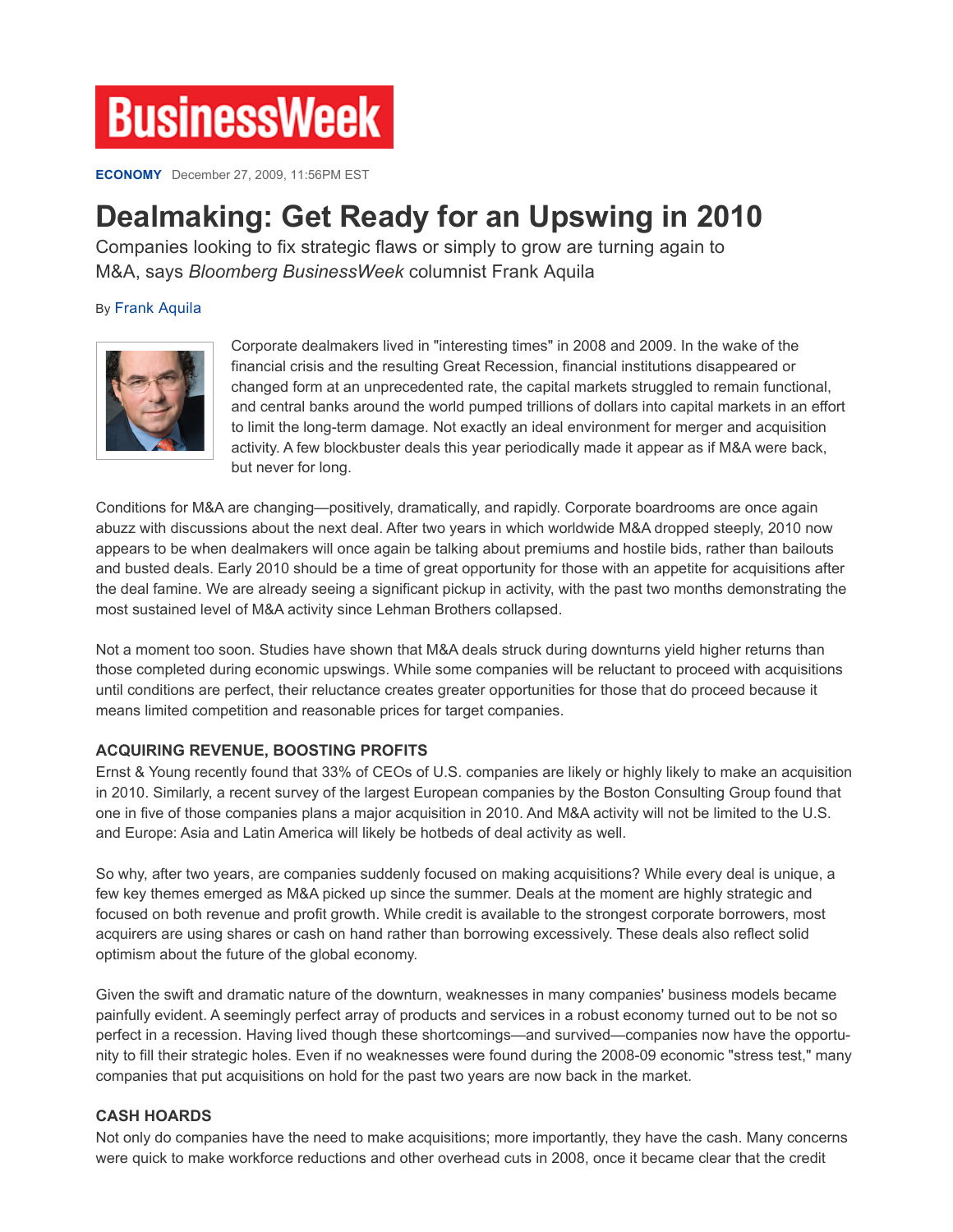# BusinessWeek

**ECONOMY** December 27, 2009, 11:56PM EST

## Dealmaking: Get Ready for an Upswing in 2010

Companies looking to fix strategic flaws or simply to grow are turning again to M&A, says *Bloomberg BusinessWeek* columnist Frank Aquila

By Frank Aquila

Corporate dealmakers lived in "interesting times" in 2008 and 2009. In the wake of the financial crisis and the resulting Great Recession, financial institutions disappeared or changed form at an unprecedented rate, the capital markets struggled to remain functional, and central banks around the world pumped trillions of dollars into capital markets in an effort to limit the long-term damage. Not exactly an ideal environment for merger and acquisition activity. A few blockbuster deals this year periodically made it appear as if M&A were back, but never for long.

Conditions for M&A are changing—positively, dramatically, and rapidly. Corporate boardrooms are once again abuzz with discussions about the next deal. After two years in which worldwide M&A dropped steeply, 2010 now appears to be when dealmakers will once again be talking about premiums and hostile bids, rather than bailouts and busted deals. Early 2010 should be a time of great opportunity for those with an appetite for acquisitions after the deal famine. We are already seeing a significant pickup in activity, with the past two months demonstrating the most sustained level of M&A activity since Lehman Brothers collapsed.

Not a moment too soon. Studies have shown that M&A deals struck during downturns yield higher returns than those completed during economic upswings. While some companies will be reluctant to proceed with acquisitions until conditions are perfect, their reluctance creates greater opportunities for those that do proceed because it means limited competition and reasonable prices for target companies.

### ACQUIRING REVENUE, BOOSTING PROFITS

Ernst & Young recently found that 33% of CEOs of U.S. companies are likely or highly likely to make an acquisition in 2010. Similarly, a recent survey of the largest European companies by the Boston Consulting Group found that one in five of those companies plans a major acquisition in 2010. And M&A activity will not be limited to the U.S. and Europe: Asia and Latin America will likely be hotbeds of deal activity as well.

So why, after two years, are companies suddenly focused on making acquisitions? While every deal is unique, a few key themes emerged as M&A picked up since the summer. Deals at the moment are highly strategic and focused on both revenue and profit growth. While credit is available to the strongest corporate borrowers, most acquirers are using shares or cash on hand rather than borrowing excessively. These deals also reflect solid optimism about the future of the global economy.

Given the swift and dramatic nature of the downturn, weaknesses in many companies' business models became painfully evident. A seemingly perfect array of products and services in a robust economy turned out to be not so perfect in a recession. Having lived though these shortcomings—and survived—companies now have the opportunity to fill their strategic holes. Even if no weaknesses were found during the 2008-09 economic "stress test," many companies that put acquisitions on hold for the past two years are now back in the market.

### CASH HOARDS

Not only do companies have the need to make acquisitions; more importantly, they have the cash. Many concerns were quick to make workforce reductions and other overhead cuts in 2008, once it became clear that the credit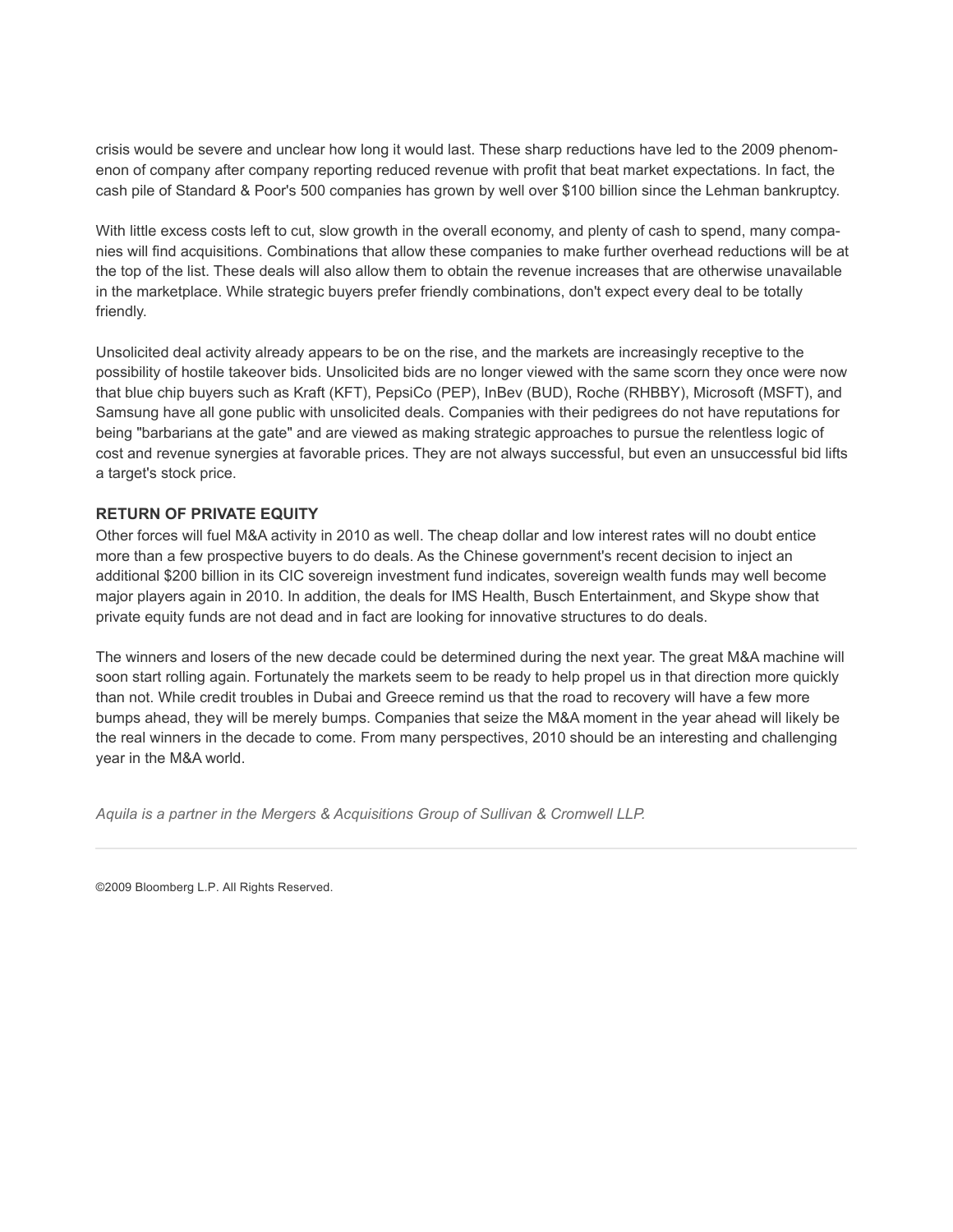crisis would be severe and unclear how long it would last. These sharp reductions have led to the 2009 phenomenon of company after company reporting reduced revenue with profit that beat market expectations. In fact, the cash pile of Standard & Poor's 500 companies has grown by well over $100 billion since the Lehman bankruptcy.

With little excess costs left to cut, slow growth in the overall economy, and plenty of cash to spend, many companies will find acquisitions. Combinations that allow these companies to make further overhead reductions will be at the top of the list. These deals will also allow them to obtain the revenue increases that are otherwise unavailable in the marketplace. While strategic buyers prefer friendly combinations, don't expect every deal to be totally friendly.

Unsolicited deal activity already appears to be on the rise, and the markets are increasingly receptive to the possibility of hostile takeover bids. Unsolicited bids are no longer viewed with the same scorn they once were now that blue chip buyers such as Kraft (KFT), PepsiCo (PEP), InBev (BUD), Roche (RHBBY), Microsoft (MSFT), and Samsung have all gone public with unsolicited deals. Companies with their pedigrees do not have reputations for being "barbarians at the gate" and are viewed as making strategic approaches to pursue the relentless logic of cost and revenue synergies at favorable prices. They are not always successful, but even an unsuccessful bid lifts a target's stock price.

**RETURN OF PRIVATE EQUITY**

Other forces will fuel M&A activity in 2010 as well. The cheap dollar and low interest rates will no doubt entice more than a few prospective buyers to do deals. As the Chinese government's recent decision to inject an additional $200 billion in its CIC sovereign investment fund indicates, sovereign wealth funds may well become major players again in 2010. In addition, the deals for IMS Health, Busch Entertainment, and Skype show that private equity funds are not dead and in fact are looking for innovative structures to do deals.

The winners and losers of the new decade could be determined during the next year. The great M&A machine will soon start rolling again. Fortunately the markets seem to be ready to help propel us in that direction more quickly than not. While credit troubles in Dubai and Greece remind us that the road to recovery will have a few more bumps ahead, they will be merely bumps. Companies that seize the M&A moment in the year ahead will likely be the real winners in the decade to come. From many perspectives, 2010 should be an interesting and challenging year in the M&A world.

*Aquila is a partner in the Mergers & Acquisitions Group of Sullivan & Cromwell LLP.*

---

©2009 Bloomberg L.P. All Rights Reserved.